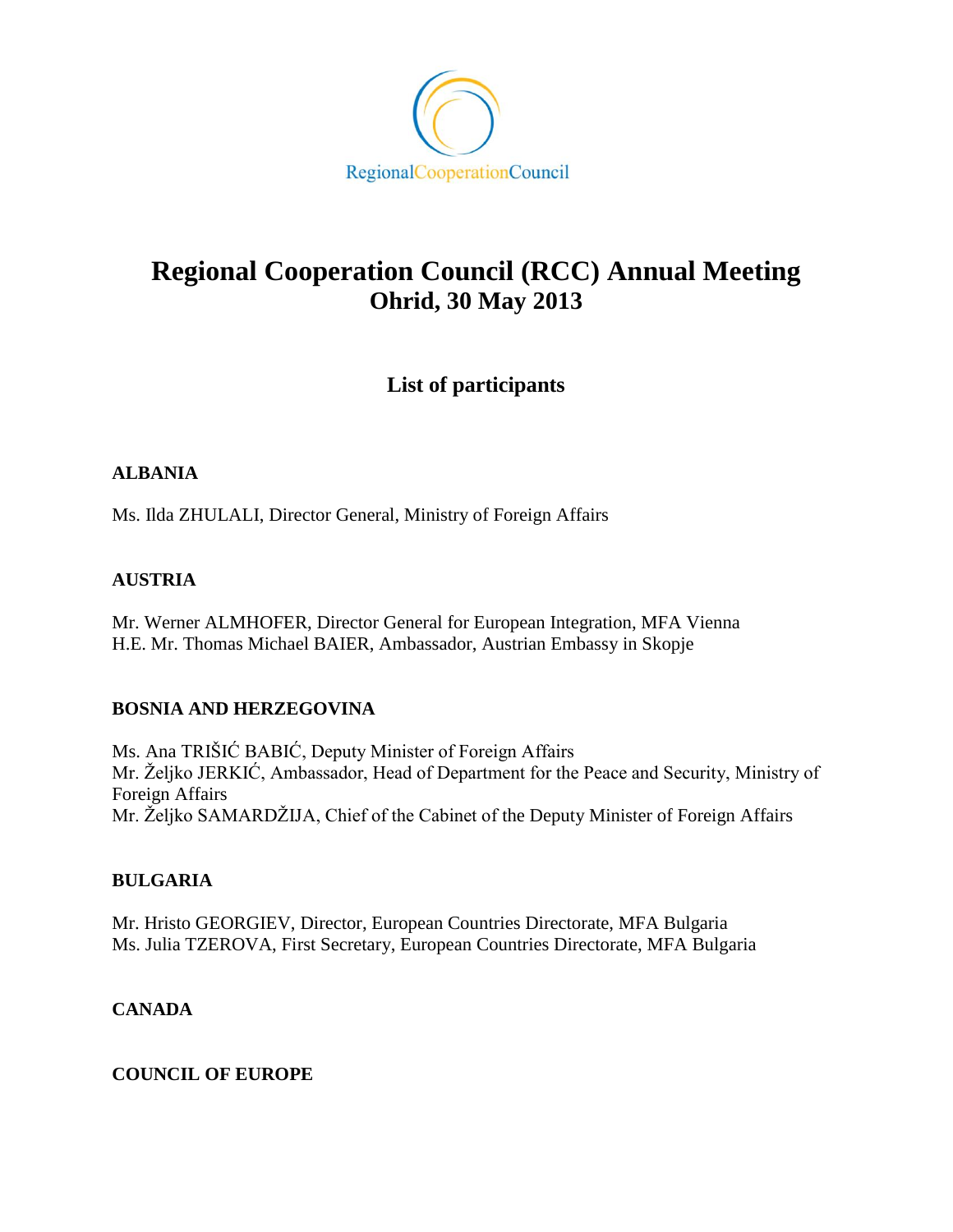RegionalCooperationCouncil

# Regional Cooperation Council (RCC) Annual Meeting
## Ohrid, 30 May 2013

### List of participants

**ALBANIA**

Ms. Ilda ZHULALI, Director General, Ministry of Foreign Affairs

**AUSTRIA**

Mr. Werner ALMHOFER, Director General for European Integration, MFA Vienna
H.E. Mr. Thomas Michael BAIER, Ambassador, Austrian Embassy in Skopje

**BOSNIA AND HERZEGOVINA**

Ms. Ana TRIŠIĆ BABIĆ, Deputy Minister of Foreign Affairs
Mr. Željko JERKIĆ, Ambassador, Head of Department for the Peace and Security, Ministry of Foreign Affairs
Mr. Željko SAMARDŽIJA, Chief of the Cabinet of the Deputy Minister of Foreign Affairs

**BULGARIA**

Mr. Hristo GEORGIEV, Director, European Countries Directorate, MFA Bulgaria
Ms. Julia TZEROVA, First Secretary, European Countries Directorate, MFA Bulgaria

**CANADA**

**COUNCIL OF EUROPE**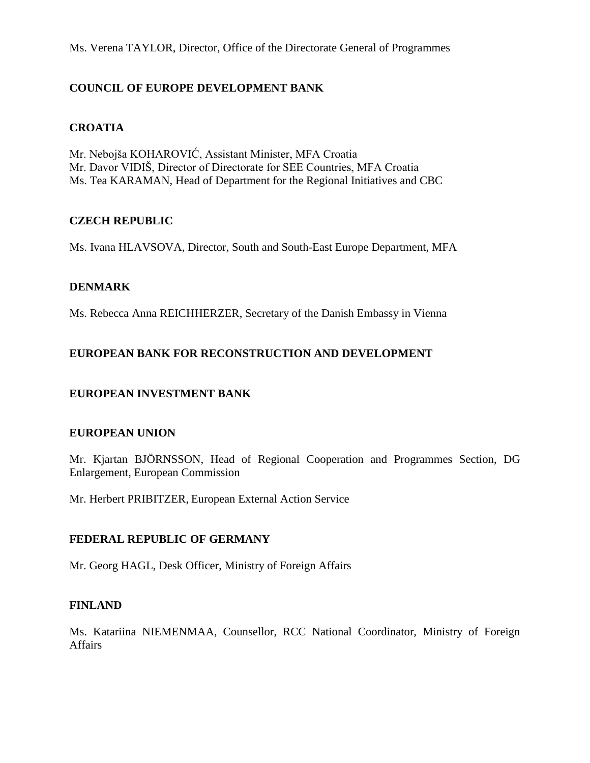Ms. Verena TAYLOR, Director, Office of the Directorate General of Programmes

**COUNCIL OF EUROPE DEVELOPMENT BANK**

**CROATIA**

Mr. Nebojša KOHAROVIĆ, Assistant Minister, MFA Croatia
Mr. Davor VIDIŠ, Director of Directorate for SEE Countries, MFA Croatia
Ms. Tea KARAMAN, Head of Department for the Regional Initiatives and CBC

**CZECH REPUBLIC**

Ms. Ivana HLAVSOVA, Director, South and South-East Europe Department, MFA

**DENMARK**

Ms. Rebecca Anna REICHHERZER, Secretary of the Danish Embassy in Vienna

**EUROPEAN BANK FOR RECONSTRUCTION AND DEVELOPMENT**

**EUROPEAN INVESTMENT BANK**

**EUROPEAN UNION**

Mr. Kjartan BJÖRNSSON, Head of Regional Cooperation and Programmes Section, DG Enlargement, European Commission

Mr. Herbert PRIBITZER, European External Action Service

**FEDERAL REPUBLIC OF GERMANY**

Mr. Georg HAGL, Desk Officer, Ministry of Foreign Affairs

**FINLAND**

Ms. Katariina NIEMENMAA, Counsellor, RCC National Coordinator, Ministry of Foreign Affairs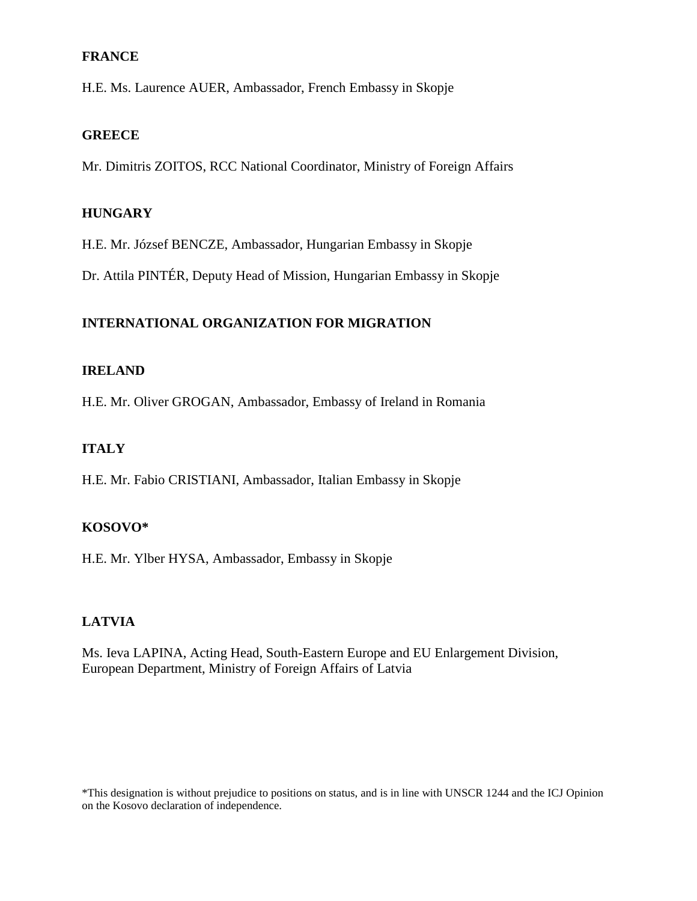**FRANCE**

H.E. Ms. Laurence AUER, Ambassador, French Embassy in Skopje

**GREECE**

Mr. Dimitris ZOITOS, RCC National Coordinator, Ministry of Foreign Affairs

**HUNGARY**

H.E. Mr. József BENCZE, Ambassador, Hungarian Embassy in Skopje

Dr. Attila PINTÉR, Deputy Head of Mission, Hungarian Embassy in Skopje

**INTERNATIONAL ORGANIZATION FOR MIGRATION**

**IRELAND**

H.E. Mr. Oliver GROGAN, Ambassador, Embassy of Ireland in Romania

**ITALY**

H.E. Mr. Fabio CRISTIANI, Ambassador, Italian Embassy in Skopje

**KOSOVO***

H.E. Mr. Ylber HYSA, Ambassador, Embassy in Skopje

**LATVIA**

Ms. Ieva LAPINA, Acting Head, South-Eastern Europe and EU Enlargement Division, European Department, Ministry of Foreign Affairs of Latvia

*This designation is without prejudice to positions on status, and is in line with UNSCR 1244 and the ICJ Opinion on the Kosovo declaration of independence.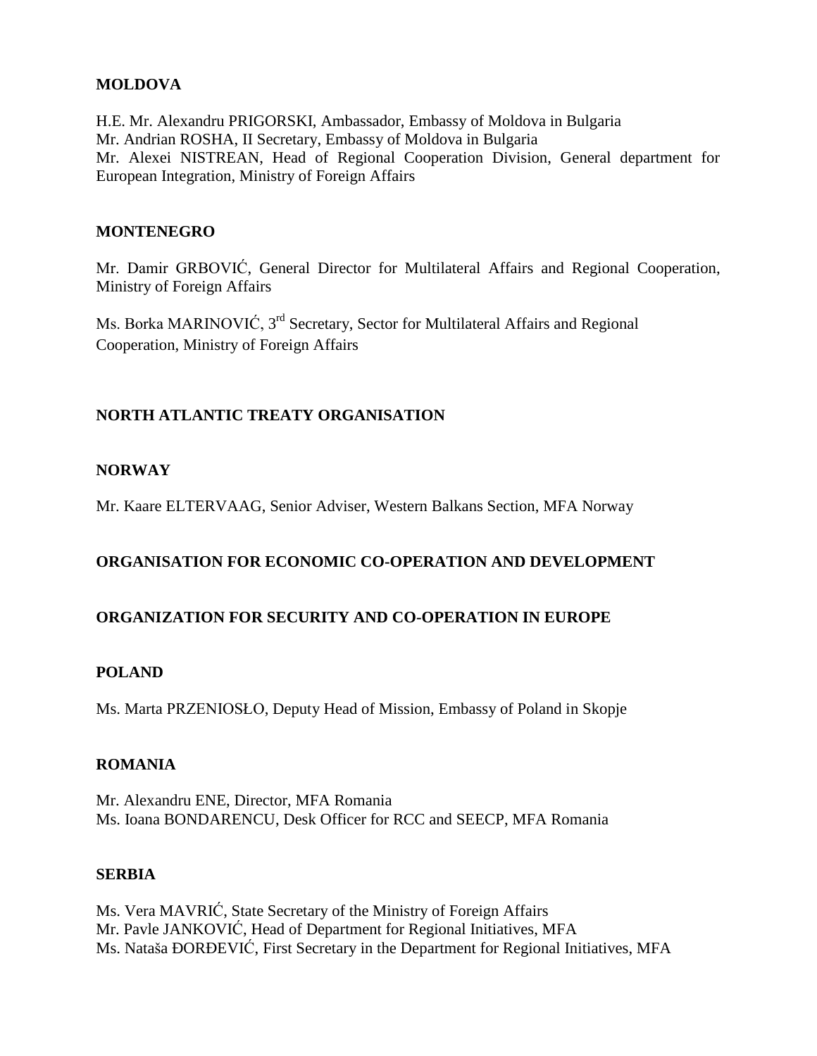**MOLDOVA**

H.E. Mr. Alexandru PRIGORSKI, Ambassador, Embassy of Moldova in Bulgaria
Mr. Andrian ROSHA, II Secretary, Embassy of Moldova in Bulgaria
Mr. Alexei NISTREAN, Head of Regional Cooperation Division, General department for European Integration, Ministry of Foreign Affairs

**MONTENEGRO**

Mr. Damir GRBOVIĆ, General Director for Multilateral Affairs and Regional Cooperation, Ministry of Foreign Affairs

Ms. Borka MARINOVIĆ, 3rd Secretary, Sector for Multilateral Affairs and Regional Cooperation, Ministry of Foreign Affairs

**NORTH ATLANTIC TREATY ORGANISATION**

**NORWAY**

Mr. Kaare ELTERVAAG, Senior Adviser, Western Balkans Section, MFA Norway

**ORGANISATION FOR ECONOMIC CO-OPERATION AND DEVELOPMENT**

**ORGANIZATION FOR SECURITY AND CO-OPERATION IN EUROPE**

**POLAND**

Ms. Marta PRZENIOSŁO, Deputy Head of Mission, Embassy of Poland in Skopje

**ROMANIA**

Mr. Alexandru ENE, Director, MFA Romania
Ms. Ioana BONDARENCU, Desk Officer for RCC and SEECP, MFA Romania

**SERBIA**

Ms. Vera MAVRIĆ, State Secretary of the Ministry of Foreign Affairs
Mr. Pavle JANKOVIĆ, Head of Department for Regional Initiatives, MFA
Ms. Nataša ĐORĐEVIĆ, First Secretary in the Department for Regional Initiatives, MFA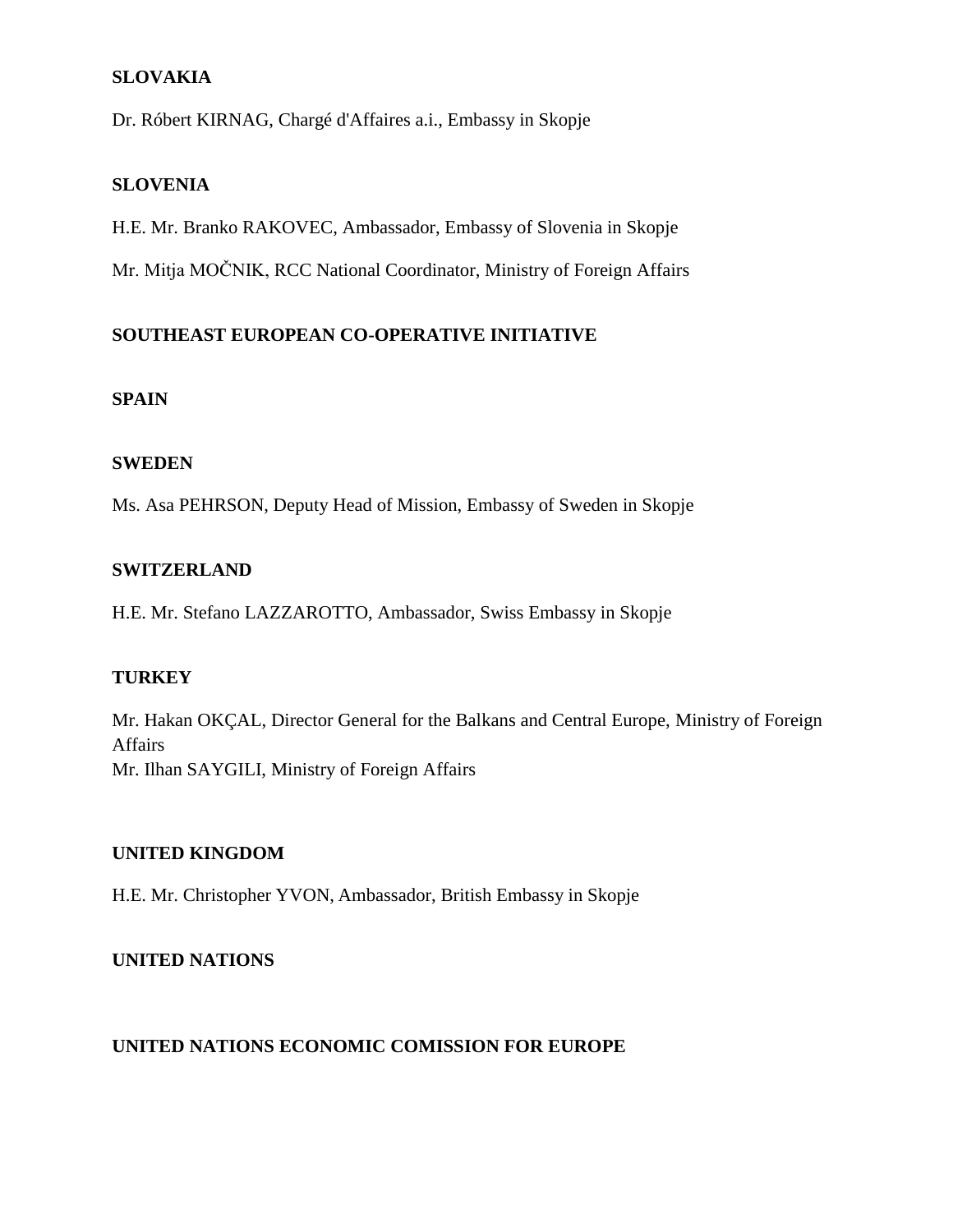**SLOVAKIA**

Dr. Róbert KIRNAG, Chargé d'Affaires a.i., Embassy in Skopje

**SLOVENIA**

H.E. Mr. Branko RAKOVEC, Ambassador, Embassy of Slovenia in Skopje

Mr. Mitja MOČNIK, RCC National Coordinator, Ministry of Foreign Affairs

**SOUTHEAST EUROPEAN CO-OPERATIVE INITIATIVE**

**SPAIN**

**SWEDEN**

Ms. Asa PEHRSON, Deputy Head of Mission, Embassy of Sweden in Skopje

**SWITZERLAND**

H.E. Mr. Stefano LAZZAROTTO, Ambassador, Swiss Embassy in Skopje

**TURKEY**

Mr. Hakan OKÇAL, Director General for the Balkans and Central Europe, Ministry of Foreign Affairs
Mr. Ilhan SAYGILI, Ministry of Foreign Affairs

**UNITED KINGDOM**

H.E. Mr. Christopher YVON, Ambassador, British Embassy in Skopje

**UNITED NATIONS**

**UNITED NATIONS ECONOMIC COMISSION FOR EUROPE**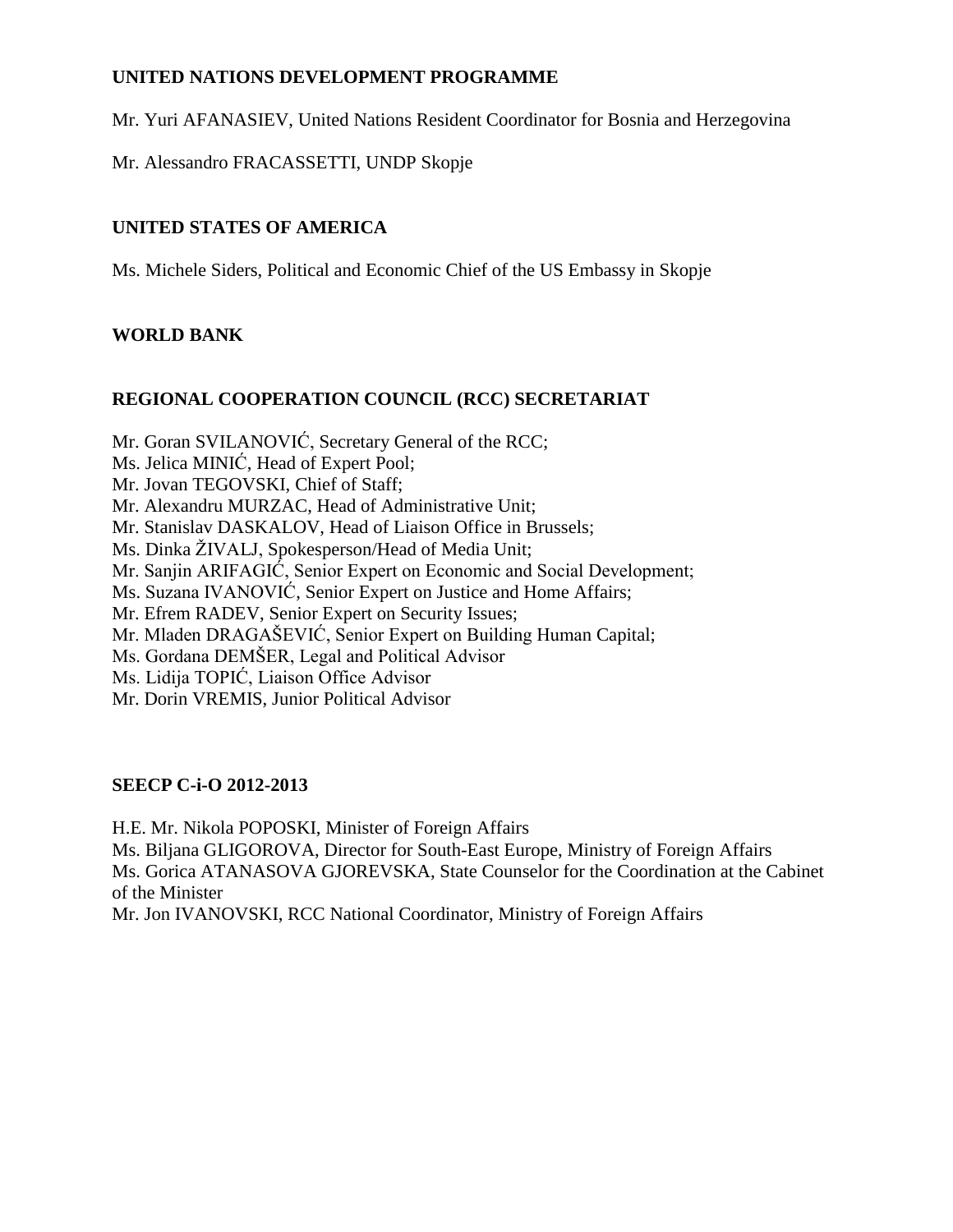**UNITED NATIONS DEVELOPMENT PROGRAMME**

Mr. Yuri AFANASIEV, United Nations Resident Coordinator for Bosnia and Herzegovina

Mr. Alessandro FRACASSETTI, UNDP Skopje

**UNITED STATES OF AMERICA**

Ms. Michele Siders, Political and Economic Chief of the US Embassy in Skopje

**WORLD BANK**

**REGIONAL COOPERATION COUNCIL (RCC) SECRETARIAT**

Mr. Goran SVILANOVIĆ, Secretary General of the RCC;
Ms. Jelica MINIĆ, Head of Expert Pool;
Mr. Jovan TEGOVSKI, Chief of Staff;
Mr. Alexandru MURZAC, Head of Administrative Unit;
Mr. Stanislav DASKALOV, Head of Liaison Office in Brussels;
Ms. Dinka ŽIVALJ, Spokesperson/Head of Media Unit;
Mr. Sanjin ARIFAGIĆ, Senior Expert on Economic and Social Development;
Ms. Suzana IVANOVIĆ, Senior Expert on Justice and Home Affairs;
Mr. Efrem RADEV, Senior Expert on Security Issues;
Mr. Mladen DRAGAŠEVIĆ, Senior Expert on Building Human Capital;
Ms. Gordana DEMŠER, Legal and Political Advisor
Ms. Lidija TOPIĆ, Liaison Office Advisor
Mr. Dorin VREMIS, Junior Political Advisor

**SEECP C-i-O 2012-2013**

H.E. Mr. Nikola POPOSKI, Minister of Foreign Affairs
Ms. Biljana GLIGOROVA, Director for South-East Europe, Ministry of Foreign Affairs
Ms. Gorica ATANASOVA GJOREVSKA, State Counselor for the Coordination at the Cabinet of the Minister
Mr. Jon IVANOVSKI, RCC National Coordinator, Ministry of Foreign Affairs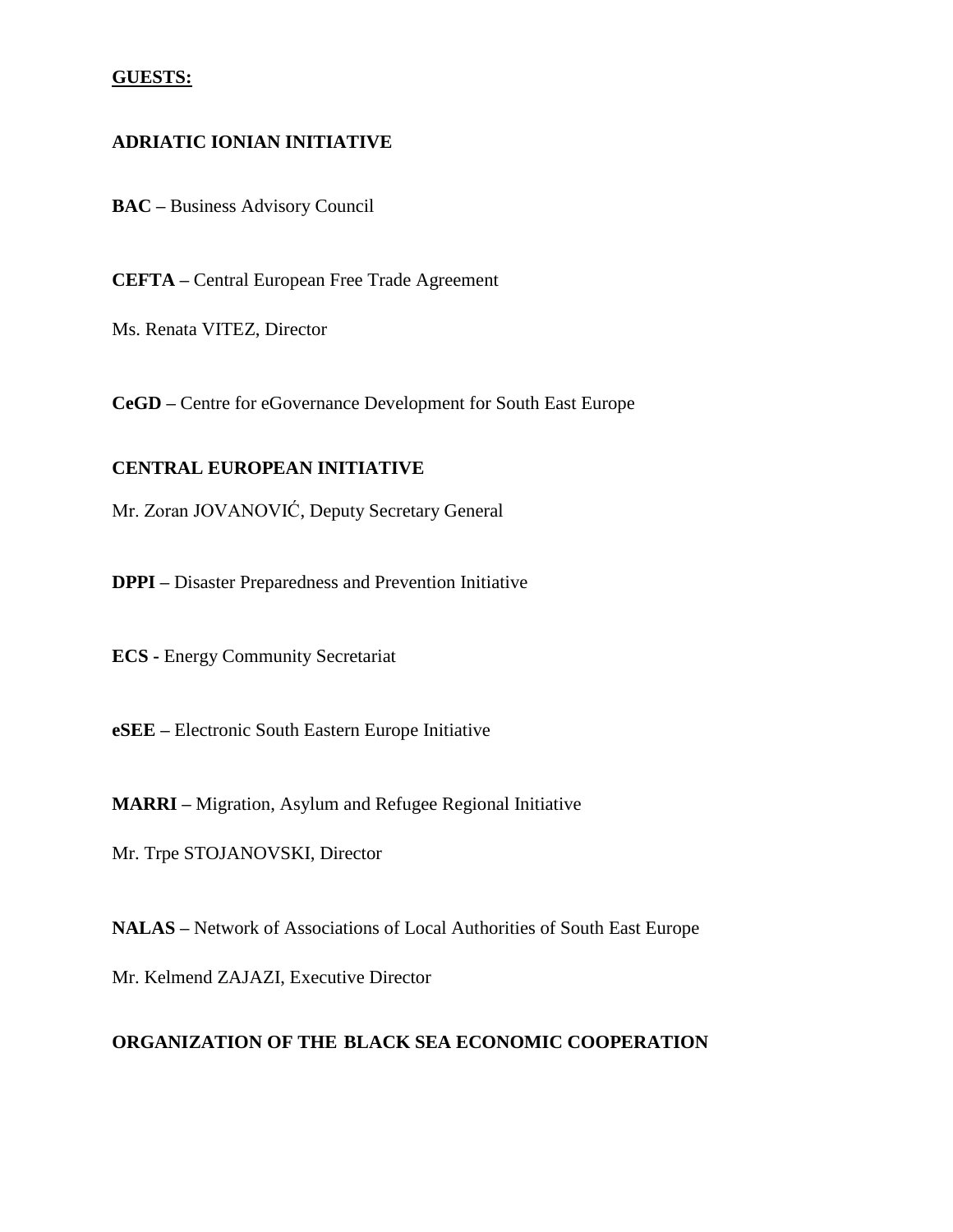**GUESTS:**

**ADRIATIC IONIAN INITIATIVE**

**BAC –** Business Advisory Council

**CEFTA –** Central European Free Trade Agreement

Ms. Renata VITEZ, Director

**CeGD –** Centre for eGovernance Development for South East Europe

**CENTRAL EUROPEAN INITIATIVE**

Mr. Zoran JOVANOVIĆ, Deputy Secretary General

**DPPI –** Disaster Preparedness and Prevention Initiative

**ECS -** Energy Community Secretariat

**eSEE –** Electronic South Eastern Europe Initiative

**MARRI –** Migration, Asylum and Refugee Regional Initiative

Mr. Trpe STOJANOVSKI, Director

**NALAS –** Network of Associations of Local Authorities of South East Europe

Mr. Kelmend ZAJAZI, Executive Director

**ORGANIZATION OF THE BLACK SEA ECONOMIC COOPERATION**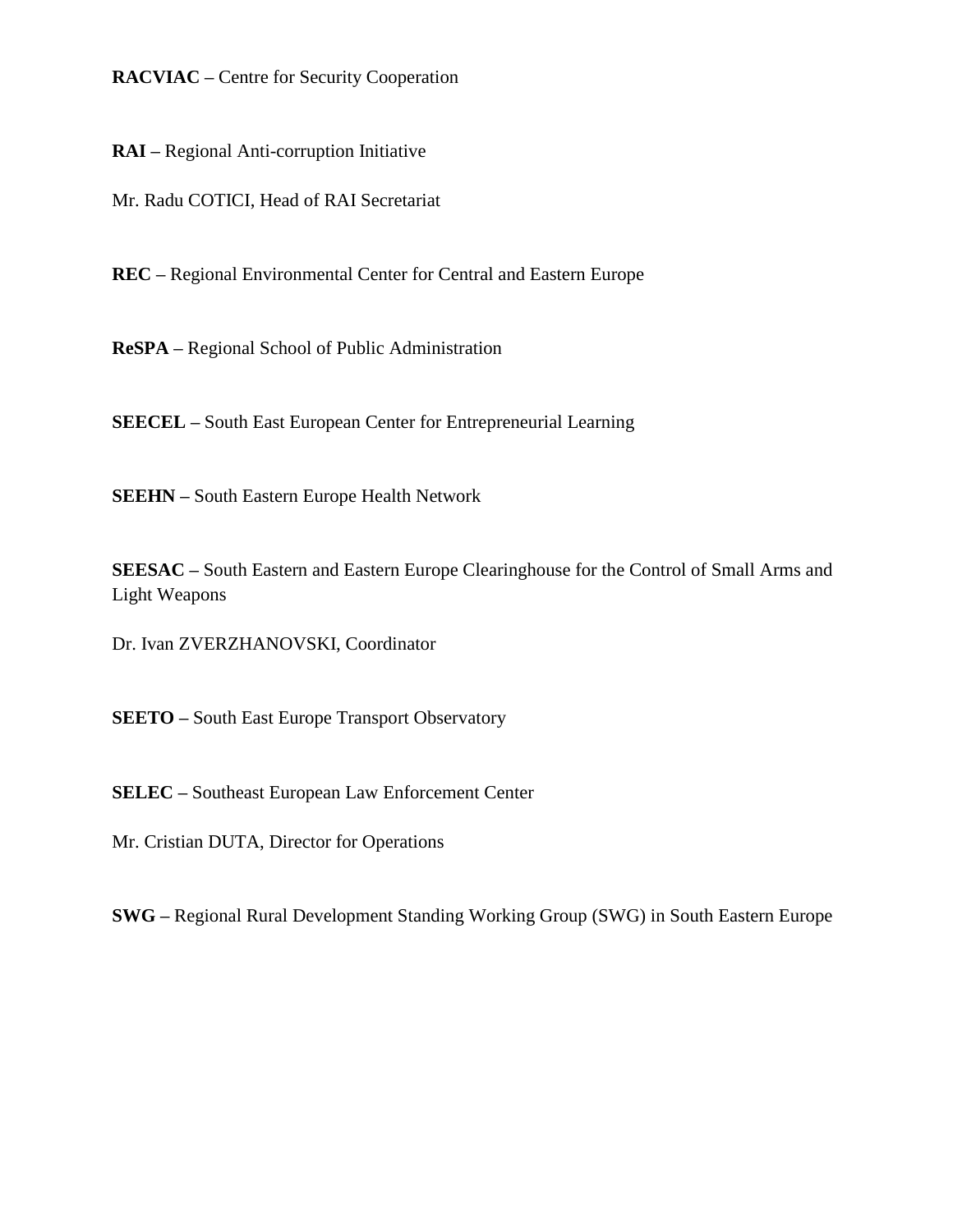**RACVIAC –** Centre for Security Cooperation

**RAI –** Regional Anti-corruption Initiative

Mr. Radu COTICI, Head of RAI Secretariat

**REC –** Regional Environmental Center for Central and Eastern Europe

**ReSPA –** Regional School of Public Administration

**SEECEL –** South East European Center for Entrepreneurial Learning

**SEEHN –** South Eastern Europe Health Network

**SEESAC** – South Eastern and Eastern Europe Clearinghouse for the Control of Small Arms and Light Weapons

Dr. Ivan ZVERZHANOVSKI, Coordinator

**SEETO –** South East Europe Transport Observatory

**SELEC –** Southeast European Law Enforcement Center

Mr. Cristian DUTA, Director for Operations

**SWG –** Regional Rural Development Standing Working Group (SWG) in South Eastern Europe